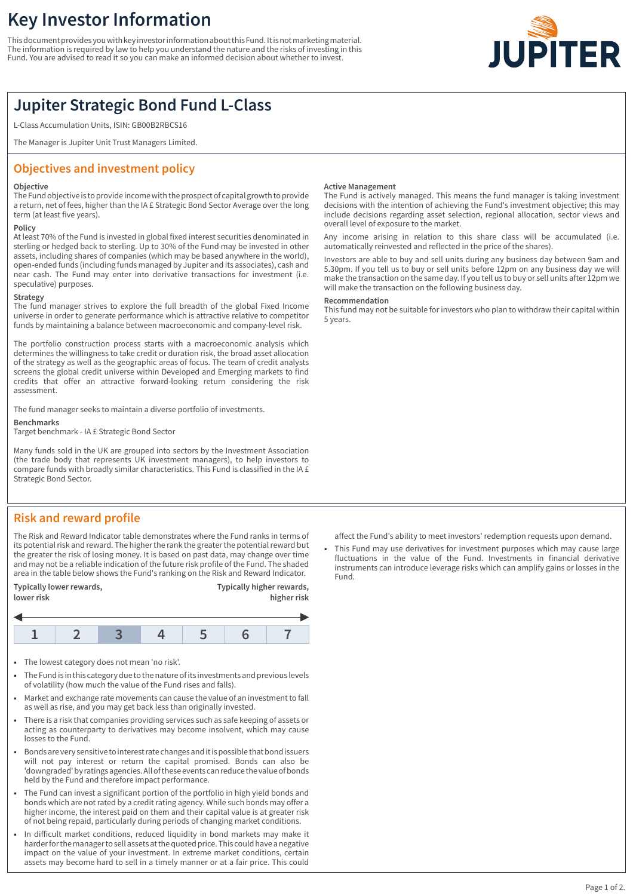# Key Investor Information

This document provides you with key investor information about this Fund. It is not marketing material. The information is required by law to help you understand the nature and the risks of investing in this Fund. You are advised to read it so you can make an informed decision about whether to invest.

JUPITER

## Jupiter Strategic Bond Fund L-Class

L-Class Accumulation Units, ISIN: GB00B2RBCS16

The Manager is Jupiter Unit Trust Managers Limited.

## Objectives and investment policy

**Objective**

The Fund objective is to provide income with the prospect of capital growth to provide a return, net of fees, higher than the IA £ Strategic Bond Sector Average over the long term (at least five years).

**Policy**

At least 70% of the Fund is invested in global fixed interest securities denominated in sterling or hedged back to sterling. Up to 30% of the Fund may be invested in other assets, including shares of companies (which may be based anywhere in the world), open-ended funds (including funds managed by Jupiter and its associates), cash and near cash. The Fund may enter into derivative transactions for investment (i.e. speculative) purposes.

**Strategy**

The fund manager strives to explore the full breadth of the global Fixed Income universe in order to generate performance which is attractive relative to competitor funds by maintaining a balance between macroeconomic and company-level risk.

The portfolio construction process starts with a macroeconomic analysis which determines the willingness to take credit or duration risk, the broad asset allocation of the strategy as well as the geographic areas of focus. The team of credit analysts screens the global credit universe within Developed and Emerging markets to find credits that offer an attractive forward-looking return considering the risk assessment.

The fund manager seeks to maintain a diverse portfolio of investments.

**Benchmarks**

Target benchmark - IA £ Strategic Bond Sector

Many funds sold in the UK are grouped into sectors by the Investment Association (the trade body that represents UK investment managers), to help investors to compare funds with broadly similar characteristics. This Fund is classified in the IA £ Strategic Bond Sector.

**Active Management**

The Fund is actively managed. This means the fund manager is taking investment decisions with the intention of achieving the Fund's investment objective; this may include decisions regarding asset selection, regional allocation, sector views and overall level of exposure to the market.

Any income arising in relation to this share class will be accumulated (i.e. automatically reinvested and reflected in the price of the shares).

Investors are able to buy and sell units during any business day between 9am and 5.30pm. If you tell us to buy or sell units before 12pm on any business day we will make the transaction on the same day. If you tell us to buy or sell units after 12pm we will make the transaction on the following business day.

**Recommendation**

This fund may not be suitable for investors who plan to withdraw their capital within 5 years.

## Risk and reward profile

The Risk and Reward Indicator table demonstrates where the Fund ranks in terms of its potential risk and reward. The higher the rank the greater the potential reward but the greater the risk of losing money. It is based on past data, may change over time and may not be a reliable indication of the future risk profile of the Fund. The shaded area in the table below shows the Fund's ranking on the Risk and Reward Indicator.

**Typically lower rewards, lower risk** — **Typically higher rewards, higher risk**

| 1 | 2 | **3** | 4 | 5 | 6 | 7 |
|---|---|---|---|---|---|---|

- The lowest category does not mean 'no risk'.
- The Fund is in this category due to the nature of its investments and previous levels of volatility (how much the value of the Fund rises and falls).
- Market and exchange rate movements can cause the value of an investment to fall as well as rise, and you may get back less than originally invested.
- There is a risk that companies providing services such as safe keeping of assets or acting as counterparty to derivatives may become insolvent, which may cause losses to the Fund.
- Bonds are very sensitive to interest rate changes and it is possible that bond issuers will not pay interest or return the capital promised. Bonds can also be 'downgraded' by ratings agencies. All of these events can reduce the value of bonds held by the Fund and therefore impact performance.
- The Fund can invest a significant portion of the portfolio in high yield bonds and bonds which are not rated by a credit rating agency. While such bonds may offer a higher income, the interest paid on them and their capital value is at greater risk of not being repaid, particularly during periods of changing market conditions.
- In difficult market conditions, reduced liquidity in bond markets may make it harder for the manager to sell assets at the quoted price. This could have a negative impact on the value of your investment. In extreme market conditions, certain assets may become hard to sell in a timely manner or at a fair price. This could affect the Fund's ability to meet investors' redemption requests upon demand.
- This Fund may use derivatives for investment purposes which may cause large fluctuations in the value of the Fund. Investments in financial derivative instruments can introduce leverage risks which can amplify gains or losses in the Fund.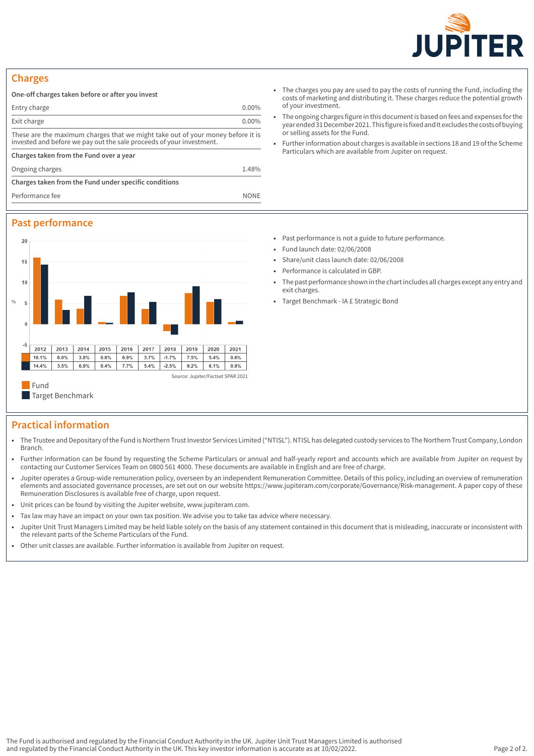## Charges

**One-off charges taken before or after you invest**

| | |
|---|---|
| Entry charge | 0.00% |
| Exit charge | 0.00% |

These are the maximum charges that we might take out of your money before it is invested and before we pay out the sale proceeds of your investment.

**Charges taken from the Fund over a year**

| | |
|---|---|
| Ongoing charges | 1.48% |

**Charges taken from the Fund under specific conditions**

| | |
|---|---|
| Performance fee | NONE |

- The charges you pay are used to pay the costs of running the Fund, including the costs of marketing and distributing it. These charges reduce the potential growth of your investment.
- The ongoing charges figure in this document is based on fees and expenses for the year ended 31 December 2021. This figure is fixed and It excludes the costs of buying or selling assets for the Fund.
- Further information about charges is available in sections 18 and 19 of the Scheme Particulars which are available from Jupiter on request.

## Past performance

%

20
15
10
5
0
-5

2012 2013 2014 2015 2016 2017 2018 2019 2020 2021

16.1% 6.0% 3.8% 0.6% 6.9% 3.7% -1.7% 7.5% 5.4% 0.6%

14.4% 3.5% 6.9% 0.4% 7.7% 5.4% -2.5% 9.2% 6.1% 0.9%

Source: Jupiter/Factset SPAR 2021

Fund

Target Benchmark

- Past performance is not a guide to future performance.
- Fund launch date: 02/06/2008
- Share/unit class launch date: 02/06/2008
- Performance is calculated in GBP.
- The past performance shown in the chart includes all charges except any entry and exit charges.
- Target Benchmark - IA £ Strategic Bond

## Practical information

- The Trustee and Depositary of the Fund is Northern Trust Investor Services Limited ("NTISL"). NTISL has delegated custody services to The Northern Trust Company, London Branch.
- Further information can be found by requesting the Scheme Particulars or annual and half-yearly report and accounts which are available from Jupiter on request by contacting our Customer Services Team on 0800 561 4000. These documents are available in English and are free of charge.
- Jupiter operates a Group-wide remuneration policy, overseen by an independent Remuneration Committee. Details of this policy, including an overview of remuneration elements and associated governance processes, are set out on our website https://www.jupiteram.com/corporate/Governance/Risk-management. A paper copy of these Remuneration Disclosures is available free of charge, upon request.
- Unit prices can be found by visiting the Jupiter website, www.jupiteram.com.
- Tax law may have an impact on your own tax position. We advise you to take tax advice where necessary.
- Jupiter Unit Trust Managers Limited may be held liable solely on the basis of any statement contained in this document that is misleading, inaccurate or inconsistent with the relevant parts of the Scheme Particulars of the Fund.
- Other unit classes are available. Further information is available from Jupiter on request.

The Fund is authorised and regulated by the Financial Conduct Authority in the UK. Jupiter Unit Trust Managers Limited is authorised and regulated by the Financial Conduct Authority in the UK. This key investor information is accurate as at 10/02/2022.